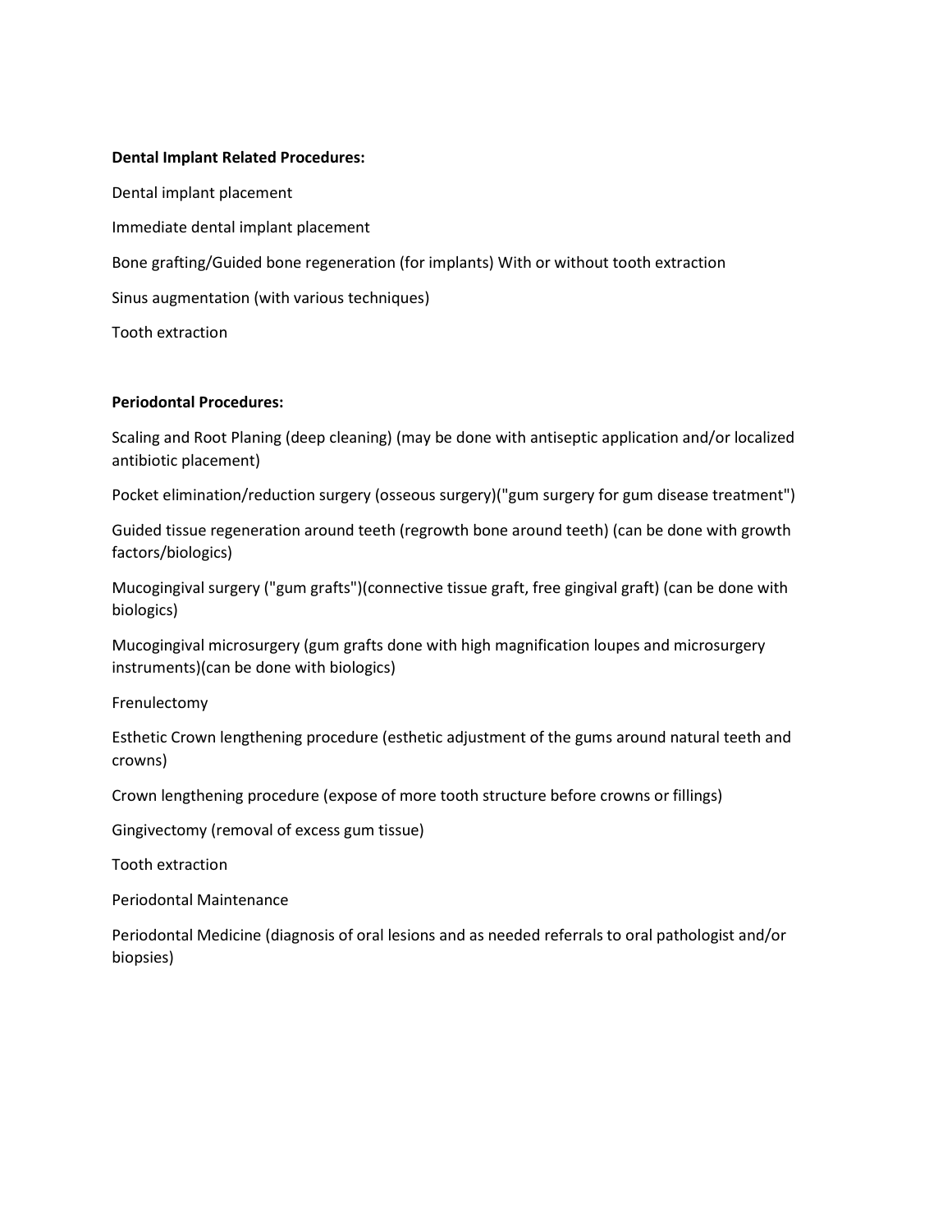**Dental Implant Related Procedures:**

Dental implant placement

Immediate dental implant placement

Bone grafting/Guided bone regeneration (for implants) With or without tooth extraction

Sinus augmentation (with various techniques)

Tooth extraction

**Periodontal Procedures:**

Scaling and Root Planing (deep cleaning) (may be done with antiseptic application and/or localized antibiotic placement)

Pocket elimination/reduction surgery (osseous surgery)("gum surgery for gum disease treatment")

Guided tissue regeneration around teeth (regrowth bone around teeth) (can be done with growth factors/biologics)

Mucogingival surgery ("gum grafts")(connective tissue graft, free gingival graft) (can be done with biologics)

Mucogingival microsurgery (gum grafts done with high magnification loupes and microsurgery instruments)(can be done with biologics)

Frenulectomy

Esthetic Crown lengthening procedure (esthetic adjustment of the gums around natural teeth and crowns)

Crown lengthening procedure (expose of more tooth structure before crowns or fillings)

Gingivectomy (removal of excess gum tissue)

Tooth extraction

Periodontal Maintenance

Periodontal Medicine (diagnosis of oral lesions and as needed referrals to oral pathologist and/or biopsies)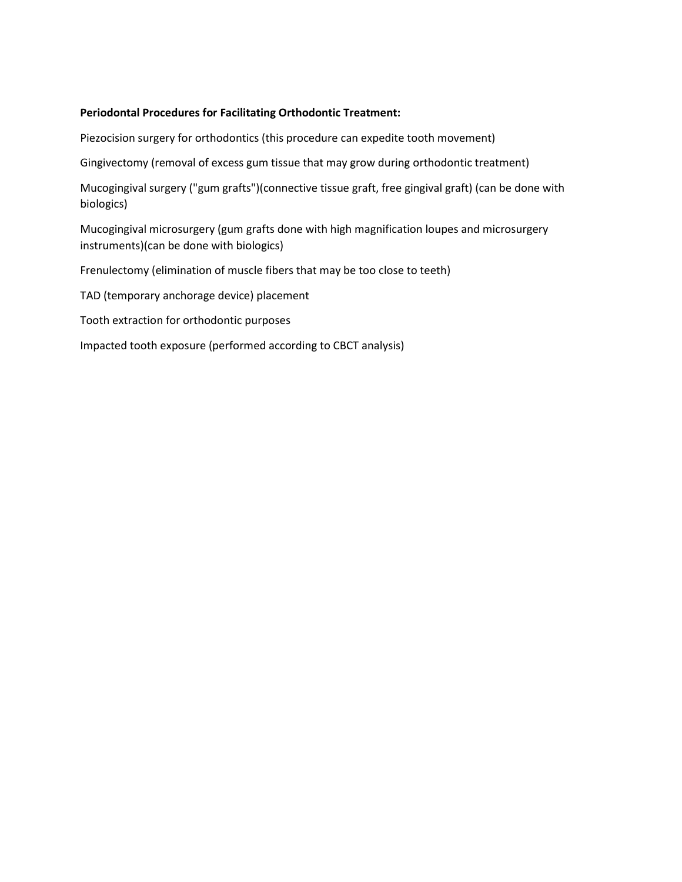**Periodontal Procedures for Facilitating Orthodontic Treatment:**

Piezocision surgery for orthodontics (this procedure can expedite tooth movement)

Gingivectomy (removal of excess gum tissue that may grow during orthodontic treatment)

Mucogingival surgery ("gum grafts")(connective tissue graft, free gingival graft) (can be done with biologics)

Mucogingival microsurgery (gum grafts done with high magnification loupes and microsurgery instruments)(can be done with biologics)

Frenulectomy (elimination of muscle fibers that may be too close to teeth)

TAD (temporary anchorage device) placement

Tooth extraction for orthodontic purposes

Impacted tooth exposure (performed according to CBCT analysis)